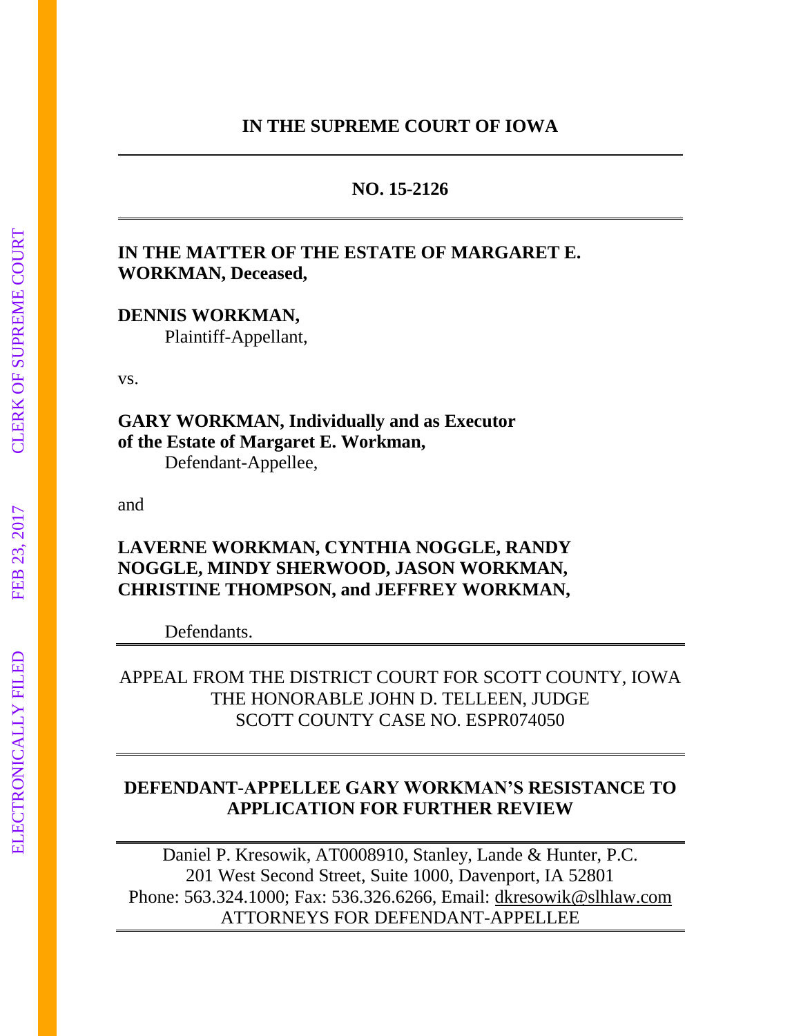# IN THE SUPREME COURT OF IOWA

---

**NO. 15-2126**

---

**IN THE MATTER OF THE ESTATE OF MARGARET E. WORKMAN, Deceased,**

**DENNIS WORKMAN,**
Plaintiff-Appellant,

vs.

**GARY WORKMAN, Individually and as Executor of the Estate of Margaret E. Workman,**
Defendant-Appellee,

and

**LAVERNE WORKMAN, CYNTHIA NOGGLE, RANDY NOGGLE, MINDY SHERWOOD, JASON WORKMAN, CHRISTINE THOMPSON, and JEFFREY WORKMAN,**

Defendants.

---

APPEAL FROM THE DISTRICT COURT FOR SCOTT COUNTY, IOWA
THE HONORABLE JOHN D. TELLEEN, JUDGE
SCOTT COUNTY CASE NO. ESPR074050

---

## DEFENDANT-APPELLEE GARY WORKMAN'S RESISTANCE TO APPLICATION FOR FURTHER REVIEW

---

Daniel P. Kresowik, AT0008910, Stanley, Lande & Hunter, P.C.
201 West Second Street, Suite 1000, Davenport, IA 52801
Phone: 563.324.1000; Fax: 536.326.6266, Email: dkresowik@slhlaw.com
ATTORNEYS FOR DEFENDANT-APPELLEE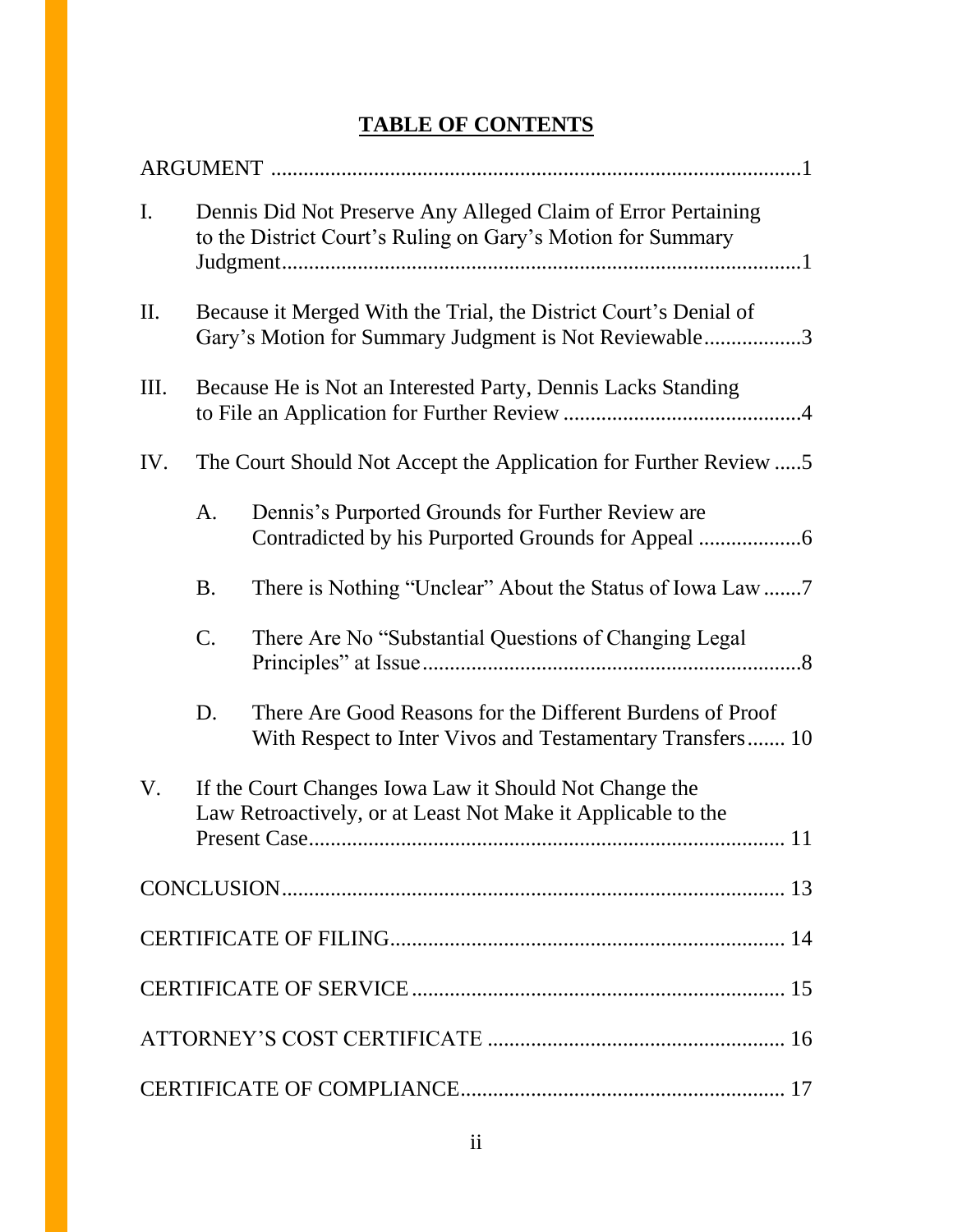## TABLE OF CONTENTS

ARGUMENT ................................................................................................1

I. Dennis Did Not Preserve Any Alleged Claim of Error Pertaining to the District Court's Ruling on Gary's Motion for Summary Judgment................................................................................1

II. Because it Merged With the Trial, the District Court's Denial of Gary's Motion for Summary Judgment is Not Reviewable..................3

III. Because He is Not an Interested Party, Dennis Lacks Standing to File an Application for Further Review ............................................4

IV. The Court Should Not Accept the Application for Further Review .....5

  A. Dennis's Purported Grounds for Further Review are Contradicted by his Purported Grounds for Appeal ...................6

  B. There is Nothing "Unclear" About the Status of Iowa Law.......7

  C. There Are No "Substantial Questions of Changing Legal Principles" at Issue......................................................................8

  D. There Are Good Reasons for the Different Burdens of Proof With Respect to Inter Vivos and Testamentary Transfers....... 10

V. If the Court Changes Iowa Law it Should Not Change the Law Retroactively, or at Least Not Make it Applicable to the Present Case....................................................................................... 11

CONCLUSION............................................................................................ 13

CERTIFICATE OF FILING........................................................................ 14

CERTIFICATE OF SERVICE.................................................................... 15

ATTORNEY'S COST CERTIFICATE ...................................................... 16

CERTIFICATE OF COMPLIANCE........................................................... 17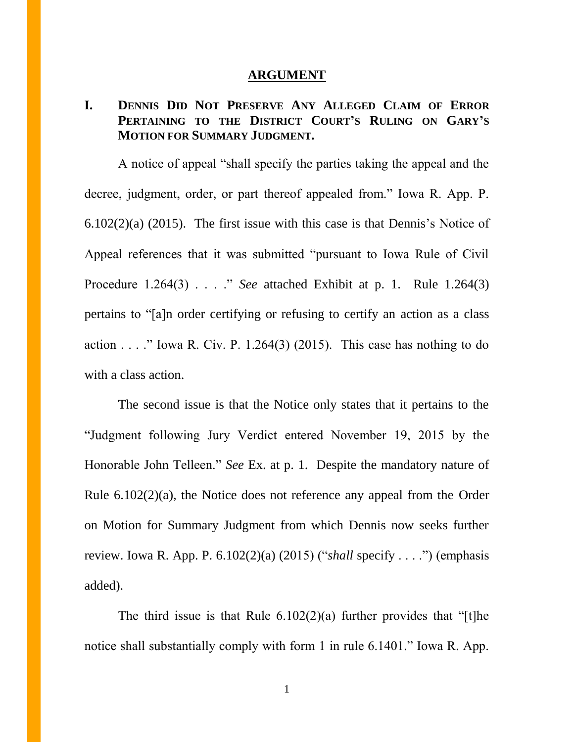## ARGUMENT

### I. DENNIS DID NOT PRESERVE ANY ALLEGED CLAIM OF ERROR PERTAINING TO THE DISTRICT COURT'S RULING ON GARY'S MOTION FOR SUMMARY JUDGMENT.

A notice of appeal "shall specify the parties taking the appeal and the decree, judgment, order, or part thereof appealed from." Iowa R. App. P. 6.102(2)(a) (2015). The first issue with this case is that Dennis's Notice of Appeal references that it was submitted "pursuant to Iowa Rule of Civil Procedure 1.264(3) . . . ." *See* attached Exhibit at p. 1. Rule 1.264(3) pertains to "[a]n order certifying or refusing to certify an action as a class action . . . ." Iowa R. Civ. P. 1.264(3) (2015). This case has nothing to do with a class action.

The second issue is that the Notice only states that it pertains to the "Judgment following Jury Verdict entered November 19, 2015 by the Honorable John Telleen." *See* Ex. at p. 1. Despite the mandatory nature of Rule 6.102(2)(a), the Notice does not reference any appeal from the Order on Motion for Summary Judgment from which Dennis now seeks further review. Iowa R. App. P. 6.102(2)(a) (2015) ("*shall* specify . . . .") (emphasis added).

The third issue is that Rule 6.102(2)(a) further provides that "[t]he notice shall substantially comply with form 1 in rule 6.1401." Iowa R. App.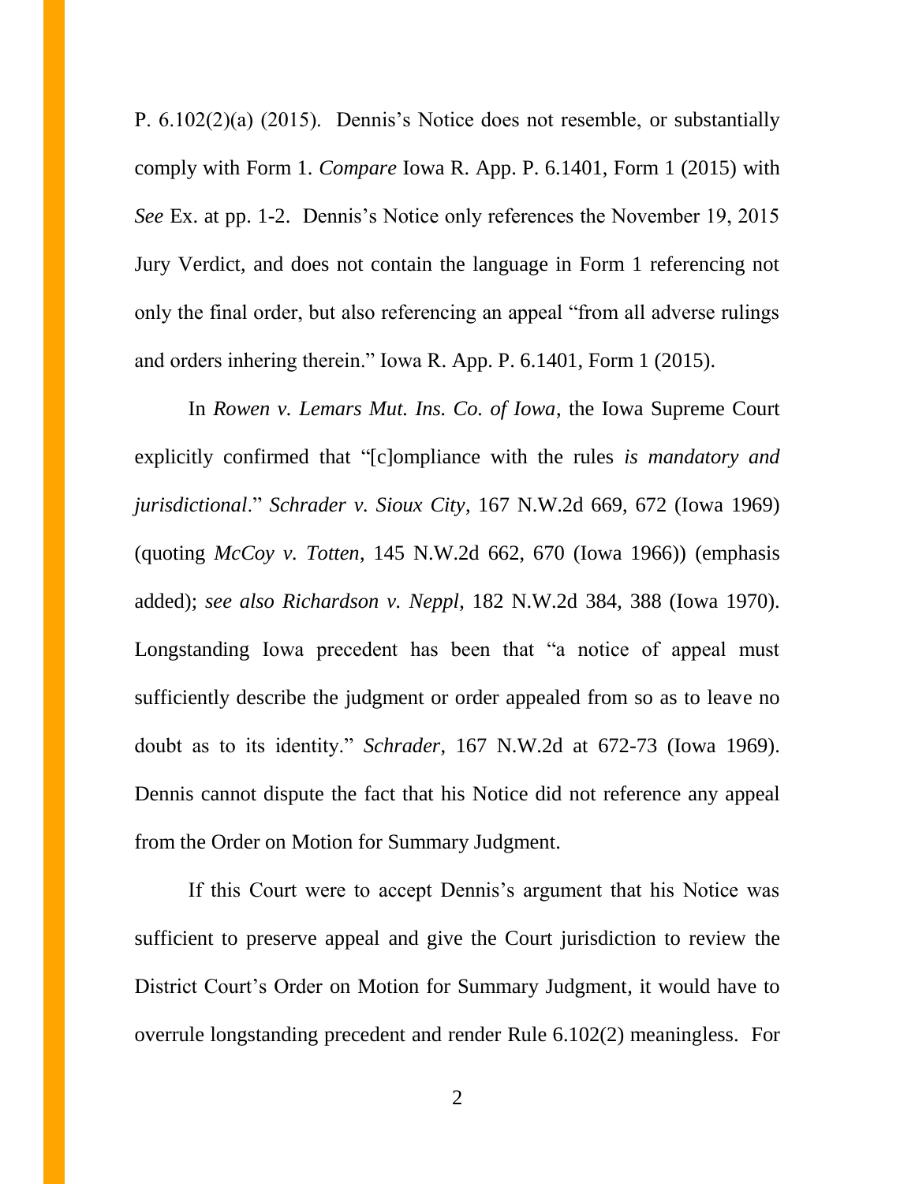P. 6.102(2)(a) (2015). Dennis's Notice does not resemble, or substantially comply with Form 1. *Compare* Iowa R. App. P. 6.1401, Form 1 (2015) with *See* Ex. at pp. 1-2. Dennis's Notice only references the November 19, 2015 Jury Verdict, and does not contain the language in Form 1 referencing not only the final order, but also referencing an appeal "from all adverse rulings and orders inhering therein." Iowa R. App. P. 6.1401, Form 1 (2015).

In *Rowen v. Lemars Mut. Ins. Co. of Iowa*, the Iowa Supreme Court explicitly confirmed that "[c]ompliance with the rules *is mandatory and jurisdictional*." *Schrader v. Sioux City*, 167 N.W.2d 669, 672 (Iowa 1969) (quoting *McCoy v. Totten*, 145 N.W.2d 662, 670 (Iowa 1966)) (emphasis added); *see also Richardson v. Neppl*, 182 N.W.2d 384, 388 (Iowa 1970). Longstanding Iowa precedent has been that "a notice of appeal must sufficiently describe the judgment or order appealed from so as to leave no doubt as to its identity." *Schrader*, 167 N.W.2d at 672-73 (Iowa 1969). Dennis cannot dispute the fact that his Notice did not reference any appeal from the Order on Motion for Summary Judgment.

If this Court were to accept Dennis's argument that his Notice was sufficient to preserve appeal and give the Court jurisdiction to review the District Court's Order on Motion for Summary Judgment, it would have to overrule longstanding precedent and render Rule 6.102(2) meaningless. For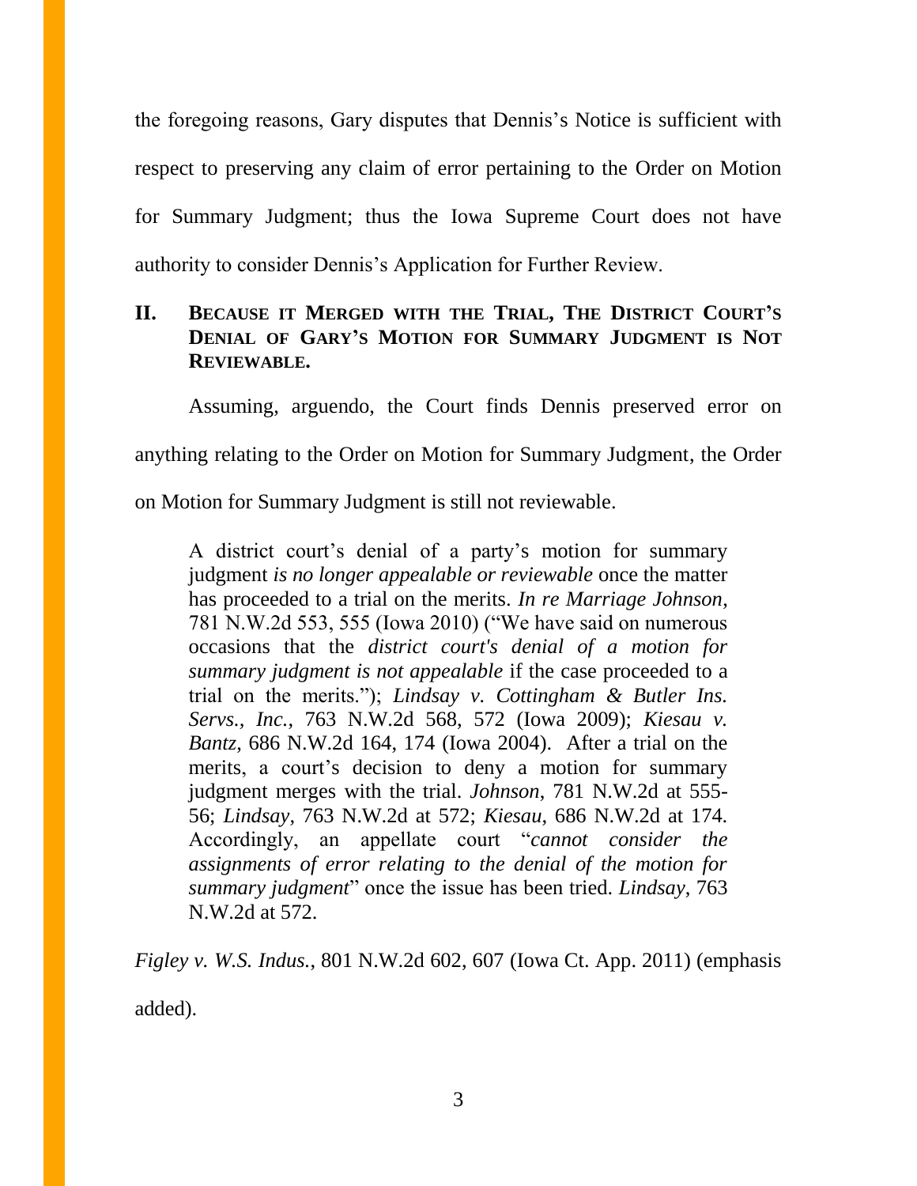the foregoing reasons, Gary disputes that Dennis's Notice is sufficient with respect to preserving any claim of error pertaining to the Order on Motion for Summary Judgment; thus the Iowa Supreme Court does not have authority to consider Dennis's Application for Further Review.

## II. Because it Merged with the Trial, The District Court's Denial of Gary's Motion for Summary Judgment is Not Reviewable.

Assuming, arguendo, the Court finds Dennis preserved error on anything relating to the Order on Motion for Summary Judgment, the Order on Motion for Summary Judgment is still not reviewable.

> A district court's denial of a party's motion for summary judgment *is no longer appealable or reviewable* once the matter has proceeded to a trial on the merits. *In re Marriage Johnson*, 781 N.W.2d 553, 555 (Iowa 2010) ("We have said on numerous occasions that the *district court's denial of a motion for summary judgment is not appealable* if the case proceeded to a trial on the merits."); *Lindsay v. Cottingham & Butler Ins. Servs., Inc.*, 763 N.W.2d 568, 572 (Iowa 2009); *Kiesau v. Bantz*, 686 N.W.2d 164, 174 (Iowa 2004). After a trial on the merits, a court's decision to deny a motion for summary judgment merges with the trial. *Johnson*, 781 N.W.2d at 555-56; *Lindsay*, 763 N.W.2d at 572; *Kiesau*, 686 N.W.2d at 174. Accordingly, an appellate court "*cannot consider the assignments of error relating to the denial of the motion for summary judgment*" once the issue has been tried. *Lindsay*, 763 N.W.2d at 572.

*Figley v. W.S. Indus.*, 801 N.W.2d 602, 607 (Iowa Ct. App. 2011) (emphasis added).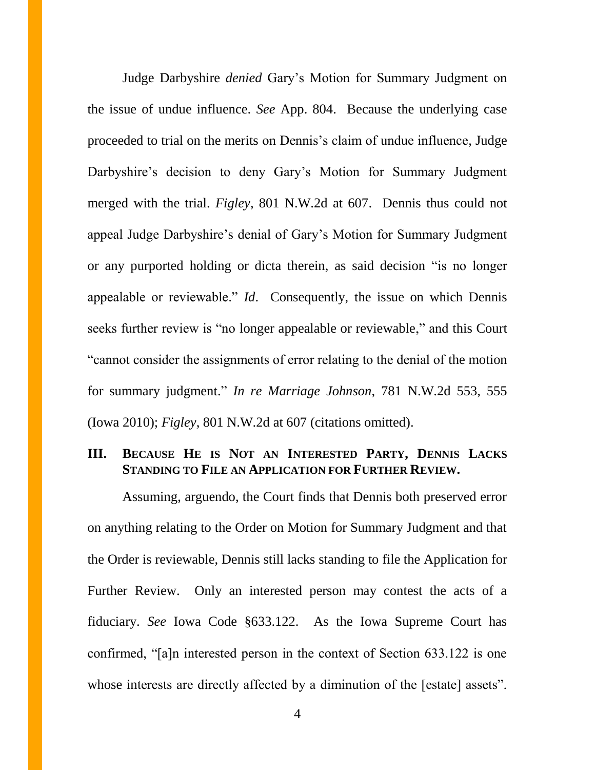Judge Darbyshire *denied* Gary's Motion for Summary Judgment on the issue of undue influence. *See* App. 804. Because the underlying case proceeded to trial on the merits on Dennis's claim of undue influence, Judge Darbyshire's decision to deny Gary's Motion for Summary Judgment merged with the trial. *Figley*, 801 N.W.2d at 607. Dennis thus could not appeal Judge Darbyshire's denial of Gary's Motion for Summary Judgment or any purported holding or dicta therein, as said decision "is no longer appealable or reviewable." *Id*. Consequently, the issue on which Dennis seeks further review is "no longer appealable or reviewable," and this Court "cannot consider the assignments of error relating to the denial of the motion for summary judgment." *In re Marriage Johnson*, 781 N.W.2d 553, 555 (Iowa 2010); *Figley*, 801 N.W.2d at 607 (citations omitted).

## III. BECAUSE HE IS NOT AN INTERESTED PARTY, DENNIS LACKS STANDING TO FILE AN APPLICATION FOR FURTHER REVIEW.

Assuming, arguendo, the Court finds that Dennis both preserved error on anything relating to the Order on Motion for Summary Judgment and that the Order is reviewable, Dennis still lacks standing to file the Application for Further Review. Only an interested person may contest the acts of a fiduciary. *See* Iowa Code §633.122. As the Iowa Supreme Court has confirmed, "[a]n interested person in the context of Section 633.122 is one whose interests are directly affected by a diminution of the [estate] assets".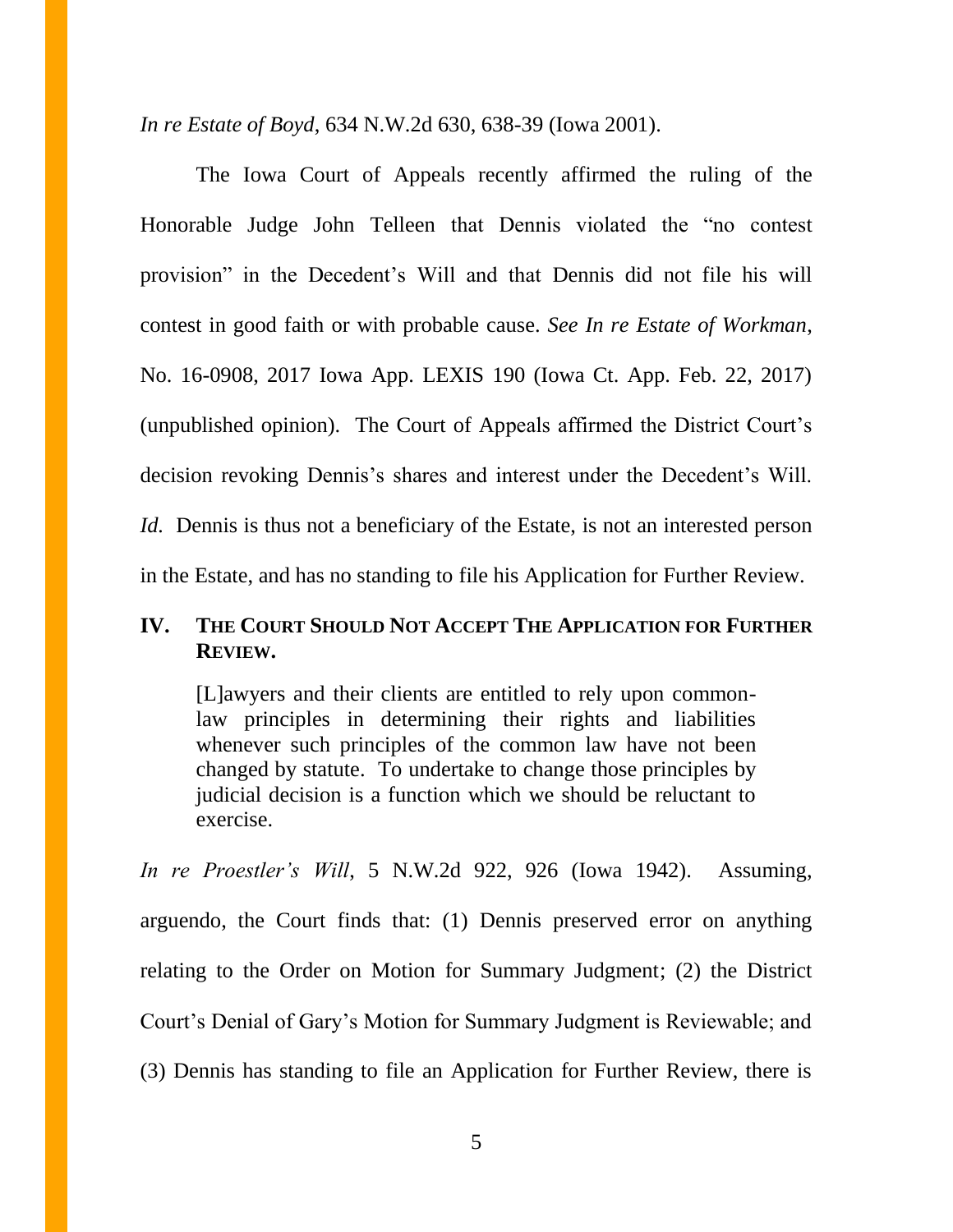*In re Estate of Boyd*, 634 N.W.2d 630, 638-39 (Iowa 2001).

The Iowa Court of Appeals recently affirmed the ruling of the Honorable Judge John Telleen that Dennis violated the "no contest provision" in the Decedent's Will and that Dennis did not file his will contest in good faith or with probable cause. *See In re Estate of Workman*, No. 16-0908, 2017 Iowa App. LEXIS 190 (Iowa Ct. App. Feb. 22, 2017) (unpublished opinion). The Court of Appeals affirmed the District Court's decision revoking Dennis's shares and interest under the Decedent's Will. *Id.* Dennis is thus not a beneficiary of the Estate, is not an interested person in the Estate, and has no standing to file his Application for Further Review.

## IV. THE COURT SHOULD NOT ACCEPT THE APPLICATION FOR FURTHER REVIEW.

> [L]awyers and their clients are entitled to rely upon common-law principles in determining their rights and liabilities whenever such principles of the common law have not been changed by statute. To undertake to change those principles by judicial decision is a function which we should be reluctant to exercise.

*In re Proestler's Will*, 5 N.W.2d 922, 926 (Iowa 1942). Assuming, arguendo, the Court finds that: (1) Dennis preserved error on anything relating to the Order on Motion for Summary Judgment; (2) the District Court's Denial of Gary's Motion for Summary Judgment is Reviewable; and (3) Dennis has standing to file an Application for Further Review, there is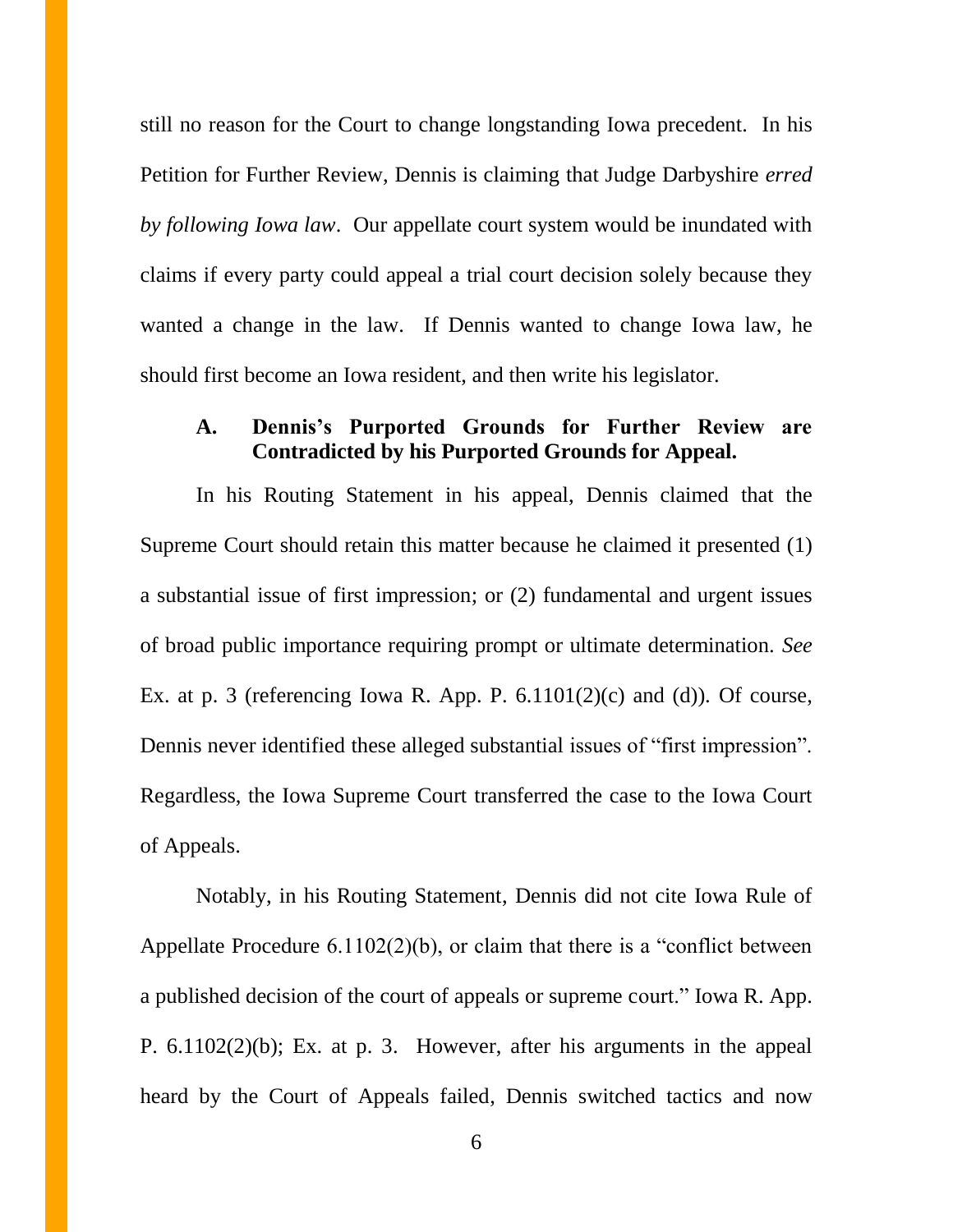still no reason for the Court to change longstanding Iowa precedent. In his Petition for Further Review, Dennis is claiming that Judge Darbyshire *erred by following Iowa law*. Our appellate court system would be inundated with claims if every party could appeal a trial court decision solely because they wanted a change in the law. If Dennis wanted to change Iowa law, he should first become an Iowa resident, and then write his legislator.

### A. Dennis's Purported Grounds for Further Review are Contradicted by his Purported Grounds for Appeal.

In his Routing Statement in his appeal, Dennis claimed that the Supreme Court should retain this matter because he claimed it presented (1) a substantial issue of first impression; or (2) fundamental and urgent issues of broad public importance requiring prompt or ultimate determination. *See* Ex. at p. 3 (referencing Iowa R. App. P. 6.1101(2)(c) and (d)). Of course, Dennis never identified these alleged substantial issues of "first impression". Regardless, the Iowa Supreme Court transferred the case to the Iowa Court of Appeals.

Notably, in his Routing Statement, Dennis did not cite Iowa Rule of Appellate Procedure 6.1102(2)(b), or claim that there is a "conflict between a published decision of the court of appeals or supreme court." Iowa R. App. P. 6.1102(2)(b); Ex. at p. 3. However, after his arguments in the appeal heard by the Court of Appeals failed, Dennis switched tactics and now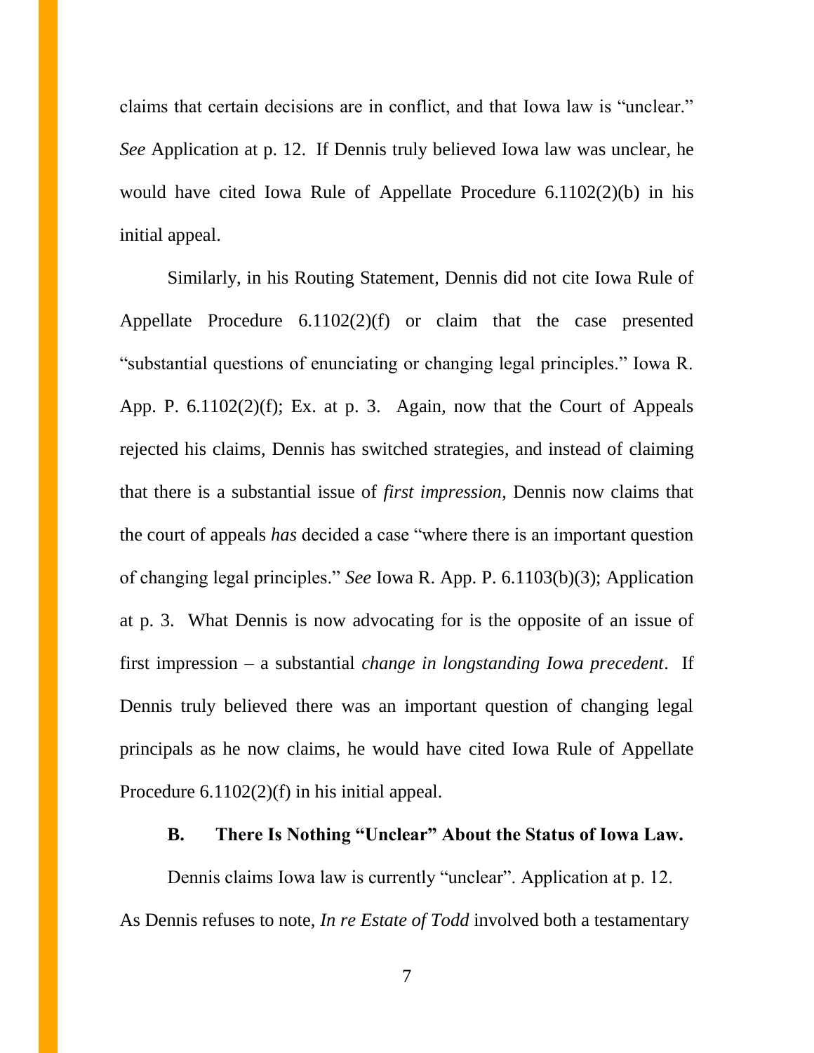claims that certain decisions are in conflict, and that Iowa law is "unclear." *See* Application at p. 12. If Dennis truly believed Iowa law was unclear, he would have cited Iowa Rule of Appellate Procedure 6.1102(2)(b) in his initial appeal.

Similarly, in his Routing Statement, Dennis did not cite Iowa Rule of Appellate Procedure 6.1102(2)(f) or claim that the case presented "substantial questions of enunciating or changing legal principles." Iowa R. App. P. 6.1102(2)(f); Ex. at p. 3. Again, now that the Court of Appeals rejected his claims, Dennis has switched strategies, and instead of claiming that there is a substantial issue of *first impression*, Dennis now claims that the court of appeals *has* decided a case "where there is an important question of changing legal principles." *See* Iowa R. App. P. 6.1103(b)(3); Application at p. 3. What Dennis is now advocating for is the opposite of an issue of first impression – a substantial *change in longstanding Iowa precedent*. If Dennis truly believed there was an important question of changing legal principals as he now claims, he would have cited Iowa Rule of Appellate Procedure 6.1102(2)(f) in his initial appeal.

### B. There Is Nothing "Unclear" About the Status of Iowa Law.

Dennis claims Iowa law is currently "unclear". Application at p. 12. As Dennis refuses to note, *In re Estate of Todd* involved both a testamentary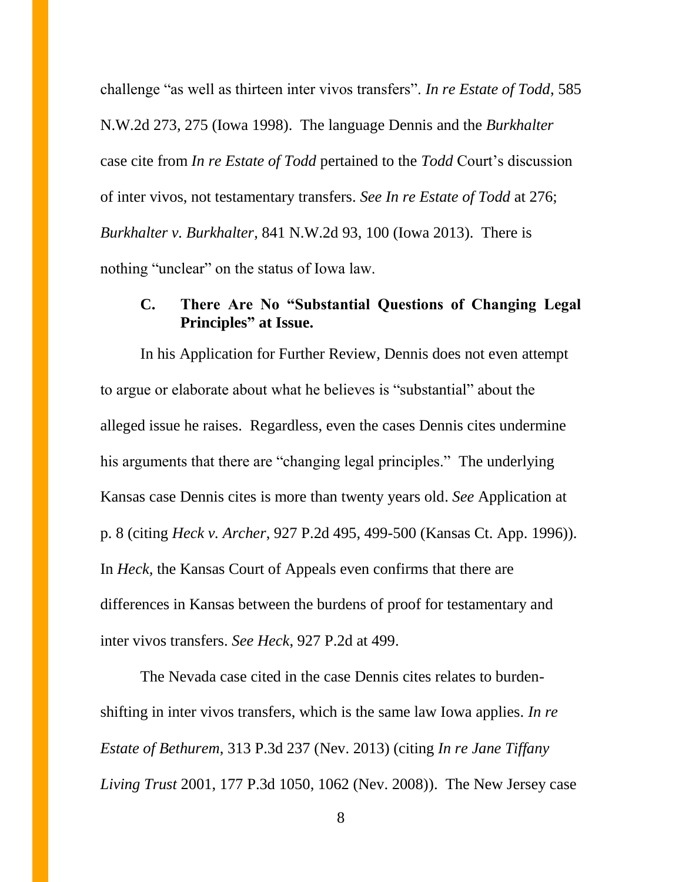challenge "as well as thirteen inter vivos transfers". *In re Estate of Todd*, 585 N.W.2d 273, 275 (Iowa 1998). The language Dennis and the *Burkhalter* case cite from *In re Estate of Todd* pertained to the *Todd* Court's discussion of inter vivos, not testamentary transfers. *See In re Estate of Todd* at 276; *Burkhalter v. Burkhalter*, 841 N.W.2d 93, 100 (Iowa 2013). There is nothing "unclear" on the status of Iowa law.

### C. There Are No "Substantial Questions of Changing Legal Principles" at Issue.

In his Application for Further Review, Dennis does not even attempt to argue or elaborate about what he believes is "substantial" about the alleged issue he raises. Regardless, even the cases Dennis cites undermine his arguments that there are "changing legal principles." The underlying Kansas case Dennis cites is more than twenty years old. *See* Application at p. 8 (citing *Heck v. Archer*, 927 P.2d 495, 499-500 (Kansas Ct. App. 1996)). In *Heck*, the Kansas Court of Appeals even confirms that there are differences in Kansas between the burdens of proof for testamentary and inter vivos transfers. *See Heck*, 927 P.2d at 499.

The Nevada case cited in the case Dennis cites relates to burden-shifting in inter vivos transfers, which is the same law Iowa applies. *In re Estate of Bethurem*, 313 P.3d 237 (Nev. 2013) (citing *In re Jane Tiffany Living Trust* 2001, 177 P.3d 1050, 1062 (Nev. 2008)). The New Jersey case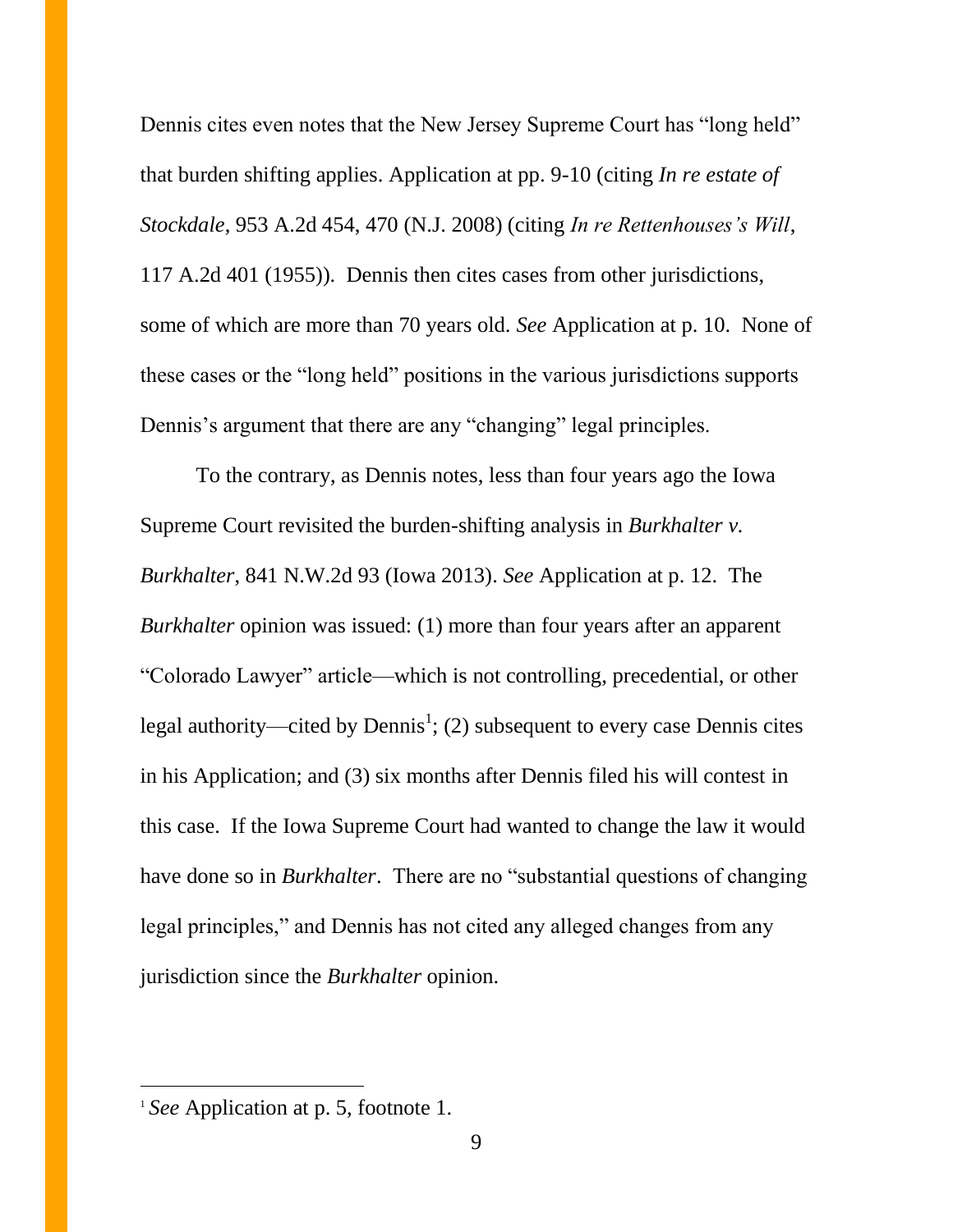Dennis cites even notes that the New Jersey Supreme Court has "long held" that burden shifting applies. Application at pp. 9-10 (citing *In re estate of Stockdale*, 953 A.2d 454, 470 (N.J. 2008) (citing *In re Rettenhouses's Will*, 117 A.2d 401 (1955)). Dennis then cites cases from other jurisdictions, some of which are more than 70 years old. *See* Application at p. 10. None of these cases or the "long held" positions in the various jurisdictions supports Dennis's argument that there are any "changing" legal principles.

To the contrary, as Dennis notes, less than four years ago the Iowa Supreme Court revisited the burden-shifting analysis in *Burkhalter v. Burkhalter*, 841 N.W.2d 93 (Iowa 2013). *See* Application at p. 12. The *Burkhalter* opinion was issued: (1) more than four years after an apparent "Colorado Lawyer" article—which is not controlling, precedential, or other legal authority—cited by Dennis[1]; (2) subsequent to every case Dennis cites in his Application; and (3) six months after Dennis filed his will contest in this case. If the Iowa Supreme Court had wanted to change the law it would have done so in *Burkhalter*. There are no "substantial questions of changing legal principles," and Dennis has not cited any alleged changes from any jurisdiction since the *Burkhalter* opinion.

---

[1] *See* Application at p. 5, footnote 1.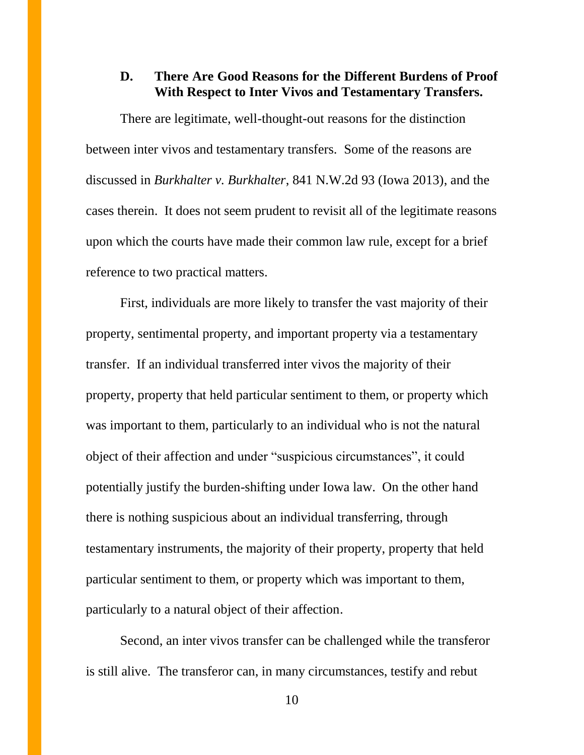### D. There Are Good Reasons for the Different Burdens of Proof With Respect to Inter Vivos and Testamentary Transfers.

There are legitimate, well-thought-out reasons for the distinction between inter vivos and testamentary transfers. Some of the reasons are discussed in *Burkhalter v. Burkhalter*, 841 N.W.2d 93 (Iowa 2013), and the cases therein. It does not seem prudent to revisit all of the legitimate reasons upon which the courts have made their common law rule, except for a brief reference to two practical matters.

First, individuals are more likely to transfer the vast majority of their property, sentimental property, and important property via a testamentary transfer. If an individual transferred inter vivos the majority of their property, property that held particular sentiment to them, or property which was important to them, particularly to an individual who is not the natural object of their affection and under "suspicious circumstances", it could potentially justify the burden-shifting under Iowa law. On the other hand there is nothing suspicious about an individual transferring, through testamentary instruments, the majority of their property, property that held particular sentiment to them, or property which was important to them, particularly to a natural object of their affection.

Second, an inter vivos transfer can be challenged while the transferor is still alive. The transferor can, in many circumstances, testify and rebut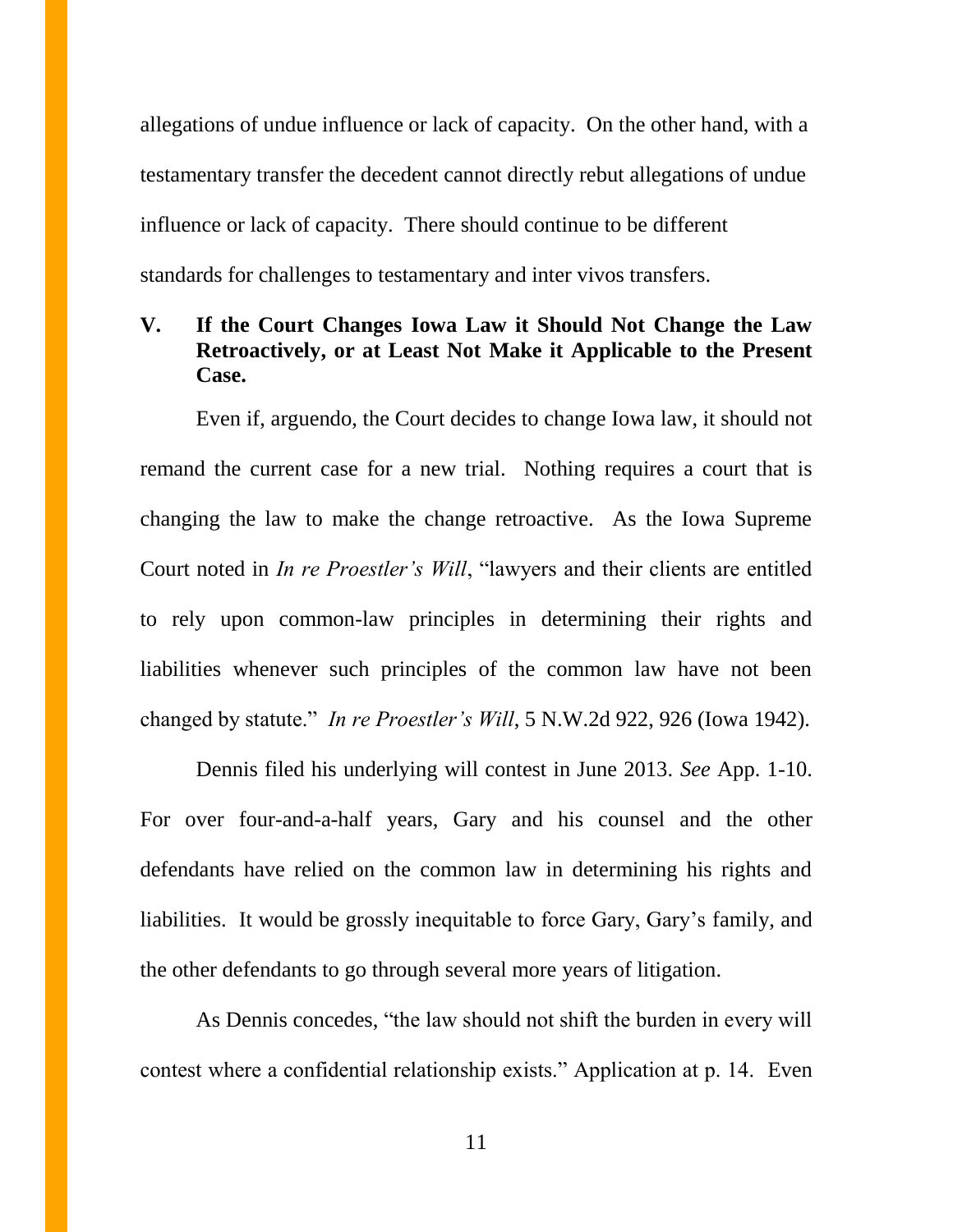allegations of undue influence or lack of capacity. On the other hand, with a testamentary transfer the decedent cannot directly rebut allegations of undue influence or lack of capacity. There should continue to be different standards for challenges to testamentary and inter vivos transfers.

## V. If the Court Changes Iowa Law it Should Not Change the Law Retroactively, or at Least Not Make it Applicable to the Present Case.

Even if, arguendo, the Court decides to change Iowa law, it should not remand the current case for a new trial. Nothing requires a court that is changing the law to make the change retroactive. As the Iowa Supreme Court noted in *In re Proestler's Will*, "lawyers and their clients are entitled to rely upon common-law principles in determining their rights and liabilities whenever such principles of the common law have not been changed by statute." *In re Proestler's Will*, 5 N.W.2d 922, 926 (Iowa 1942).

Dennis filed his underlying will contest in June 2013. *See* App. 1-10. For over four-and-a-half years, Gary and his counsel and the other defendants have relied on the common law in determining his rights and liabilities. It would be grossly inequitable to force Gary, Gary's family, and the other defendants to go through several more years of litigation.

As Dennis concedes, "the law should not shift the burden in every will contest where a confidential relationship exists." Application at p. 14. Even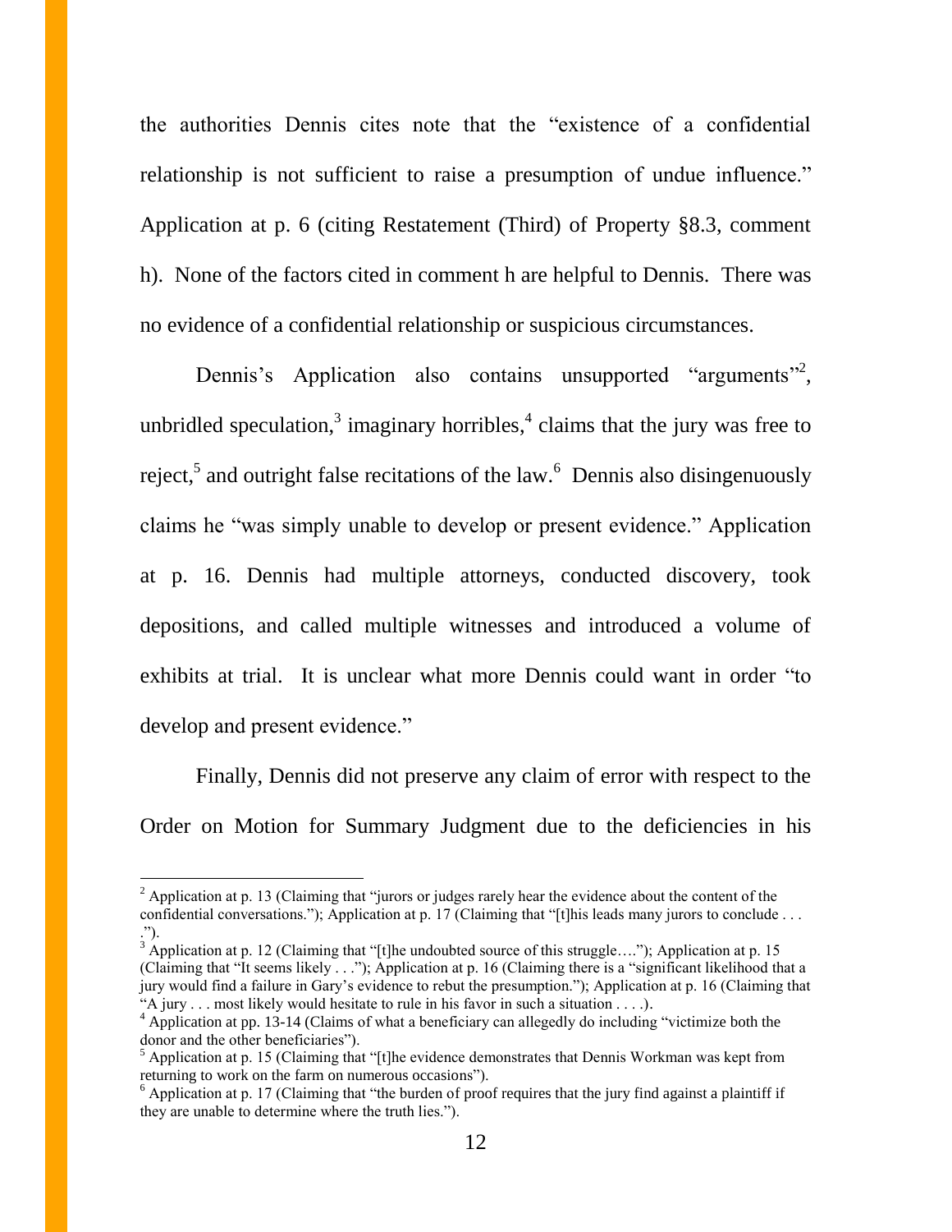the authorities Dennis cites note that the "existence of a confidential relationship is not sufficient to raise a presumption of undue influence." Application at p. 6 (citing Restatement (Third) of Property §8.3, comment h). None of the factors cited in comment h are helpful to Dennis. There was no evidence of a confidential relationship or suspicious circumstances.

Dennis's Application also contains unsupported "arguments"[2], unbridled speculation,[3] imaginary horribles,[4] claims that the jury was free to reject,[5] and outright false recitations of the law.[6] Dennis also disingenuously claims he "was simply unable to develop or present evidence." Application at p. 16. Dennis had multiple attorneys, conducted discovery, took depositions, and called multiple witnesses and introduced a volume of exhibits at trial. It is unclear what more Dennis could want in order "to develop and present evidence."

Finally, Dennis did not preserve any claim of error with respect to the Order on Motion for Summary Judgment due to the deficiencies in his

---

[2] Application at p. 13 (Claiming that "jurors or judges rarely hear the evidence about the content of the confidential conversations."); Application at p. 17 (Claiming that "[t]his leads many jurors to conclude . . . .").

[3] Application at p. 12 (Claiming that "[t]he undoubted source of this struggle…."); Application at p. 15 (Claiming that "It seems likely . . ."); Application at p. 16 (Claiming there is a "significant likelihood that a jury would find a failure in Gary's evidence to rebut the presumption."); Application at p. 16 (Claiming that "A jury . . . most likely would hesitate to rule in his favor in such a situation . . . .).

[4] Application at pp. 13-14 (Claims of what a beneficiary can allegedly do including "victimize both the donor and the other beneficiaries").

[5] Application at p. 15 (Claiming that "[t]he evidence demonstrates that Dennis Workman was kept from returning to work on the farm on numerous occasions").

[6] Application at p. 17 (Claiming that "the burden of proof requires that the jury find against a plaintiff if they are unable to determine where the truth lies.").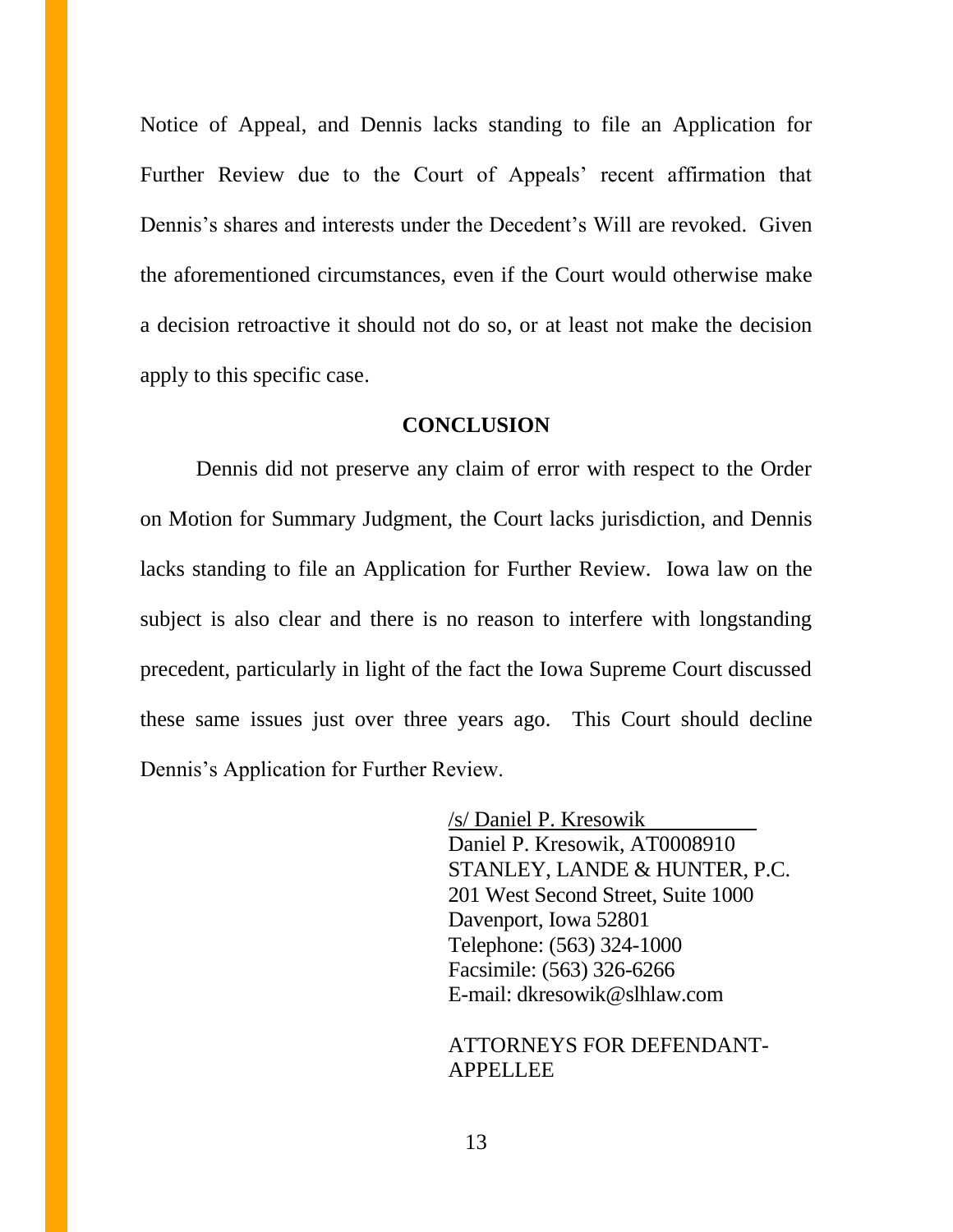Notice of Appeal, and Dennis lacks standing to file an Application for Further Review due to the Court of Appeals' recent affirmation that Dennis's shares and interests under the Decedent's Will are revoked. Given the aforementioned circumstances, even if the Court would otherwise make a decision retroactive it should not do so, or at least not make the decision apply to this specific case.

## CONCLUSION

Dennis did not preserve any claim of error with respect to the Order on Motion for Summary Judgment, the Court lacks jurisdiction, and Dennis lacks standing to file an Application for Further Review. Iowa law on the subject is also clear and there is no reason to interfere with longstanding precedent, particularly in light of the fact the Iowa Supreme Court discussed these same issues just over three years ago. This Court should decline Dennis's Application for Further Review.

/s/ Daniel P. Kresowik
Daniel P. Kresowik, AT0008910
STANLEY, LANDE & HUNTER, P.C.
201 West Second Street, Suite 1000
Davenport, Iowa 52801
Telephone: (563) 324-1000
Facsimile: (563) 326-6266
E-mail: dkresowik@slhlaw.com

ATTORNEYS FOR DEFENDANT-APPELLEE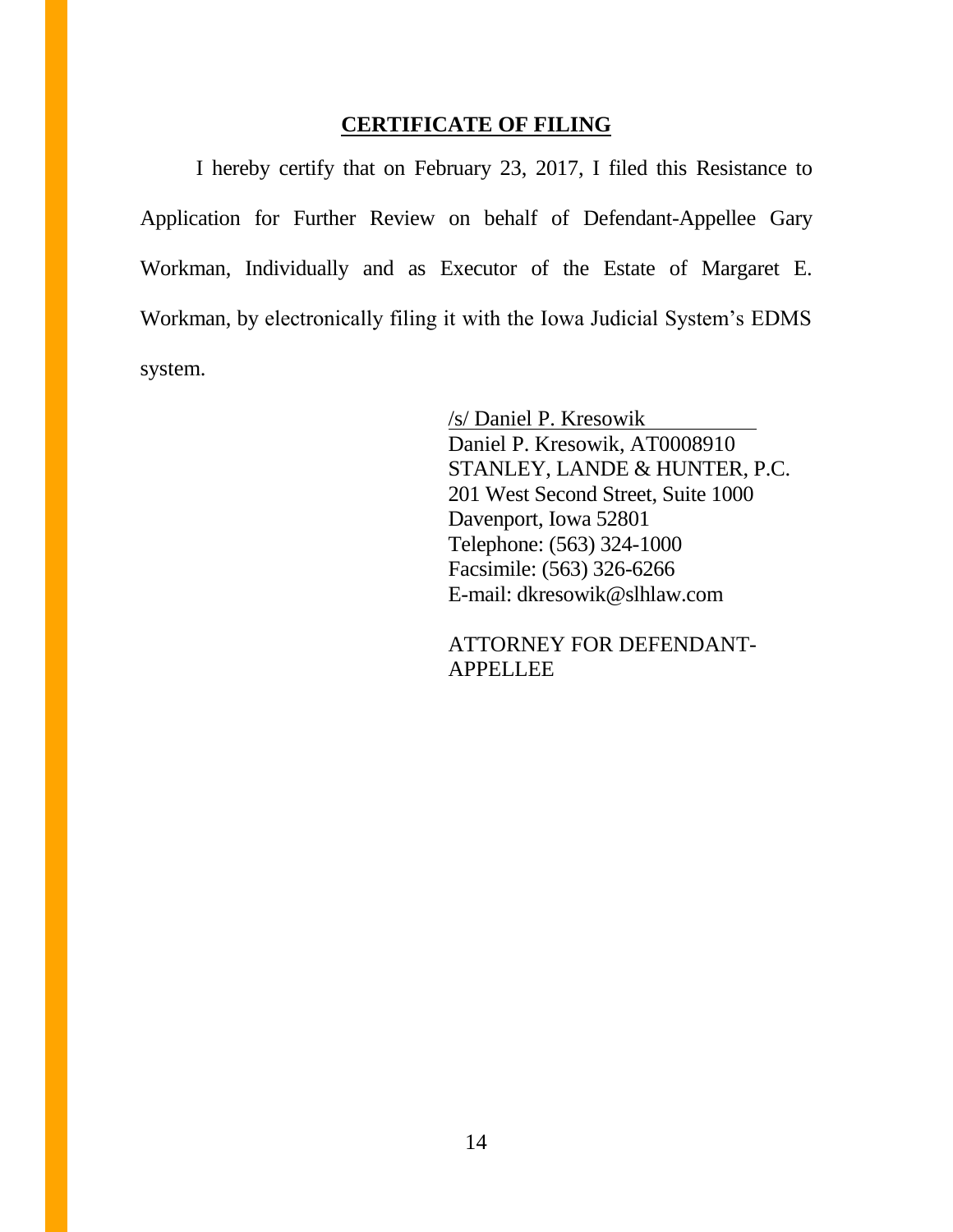## CERTIFICATE OF FILING

I hereby certify that on February 23, 2017, I filed this Resistance to Application for Further Review on behalf of Defendant-Appellee Gary Workman, Individually and as Executor of the Estate of Margaret E. Workman, by electronically filing it with the Iowa Judicial System's EDMS system.

/s/ Daniel P. Kresowik
Daniel P. Kresowik, AT0008910
STANLEY, LANDE & HUNTER, P.C.
201 West Second Street, Suite 1000
Davenport, Iowa 52801
Telephone: (563) 324-1000
Facsimile: (563) 326-6266
E-mail: dkresowik@slhlaw.com

ATTORNEY FOR DEFENDANT-APPELLEE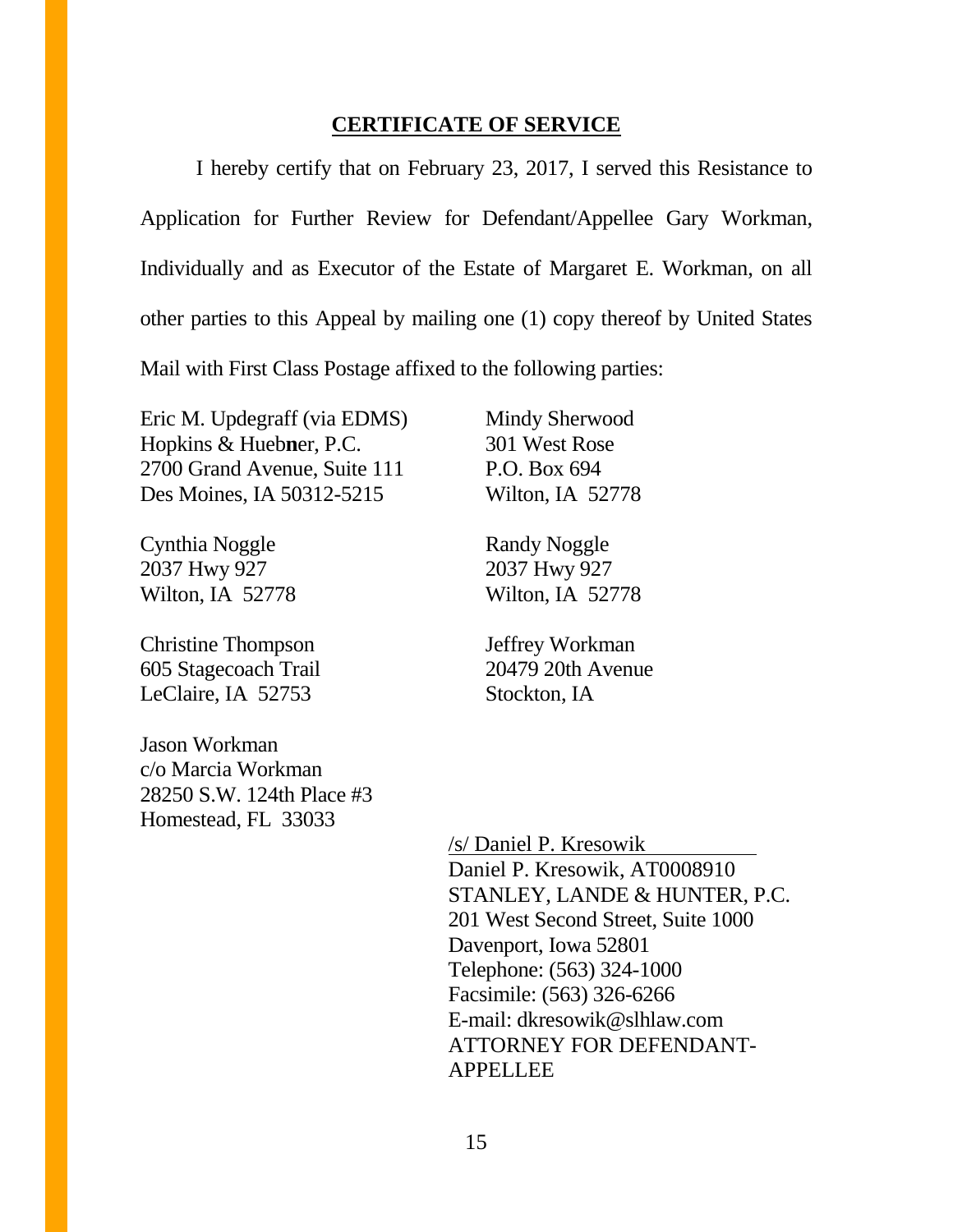## CERTIFICATE OF SERVICE

I hereby certify that on February 23, 2017, I served this Resistance to Application for Further Review for Defendant/Appellee Gary Workman, Individually and as Executor of the Estate of Margaret E. Workman, on all other parties to this Appeal by mailing one (1) copy thereof by United States Mail with First Class Postage affixed to the following parties:

Eric M. Updegraff (via EDMS)
Hopkins & Huebner, P.C.
2700 Grand Avenue, Suite 111
Des Moines, IA 50312-5215

Mindy Sherwood
301 West Rose
P.O. Box 694
Wilton, IA 52778

Cynthia Noggle
2037 Hwy 927
Wilton, IA 52778

Randy Noggle
2037 Hwy 927
Wilton, IA 52778

Christine Thompson
605 Stagecoach Trail
LeClaire, IA 52753

Jeffrey Workman
20479 20th Avenue
Stockton, IA

Jason Workman
c/o Marcia Workman
28250 S.W. 124th Place #3
Homestead, FL 33033

/s/ Daniel P. Kresowik
Daniel P. Kresowik, AT0008910
STANLEY, LANDE & HUNTER, P.C.
201 West Second Street, Suite 1000
Davenport, Iowa 52801
Telephone: (563) 324-1000
Facsimile: (563) 326-6266
E-mail: dkresowik@slhlaw.com
ATTORNEY FOR DEFENDANT-APPELLEE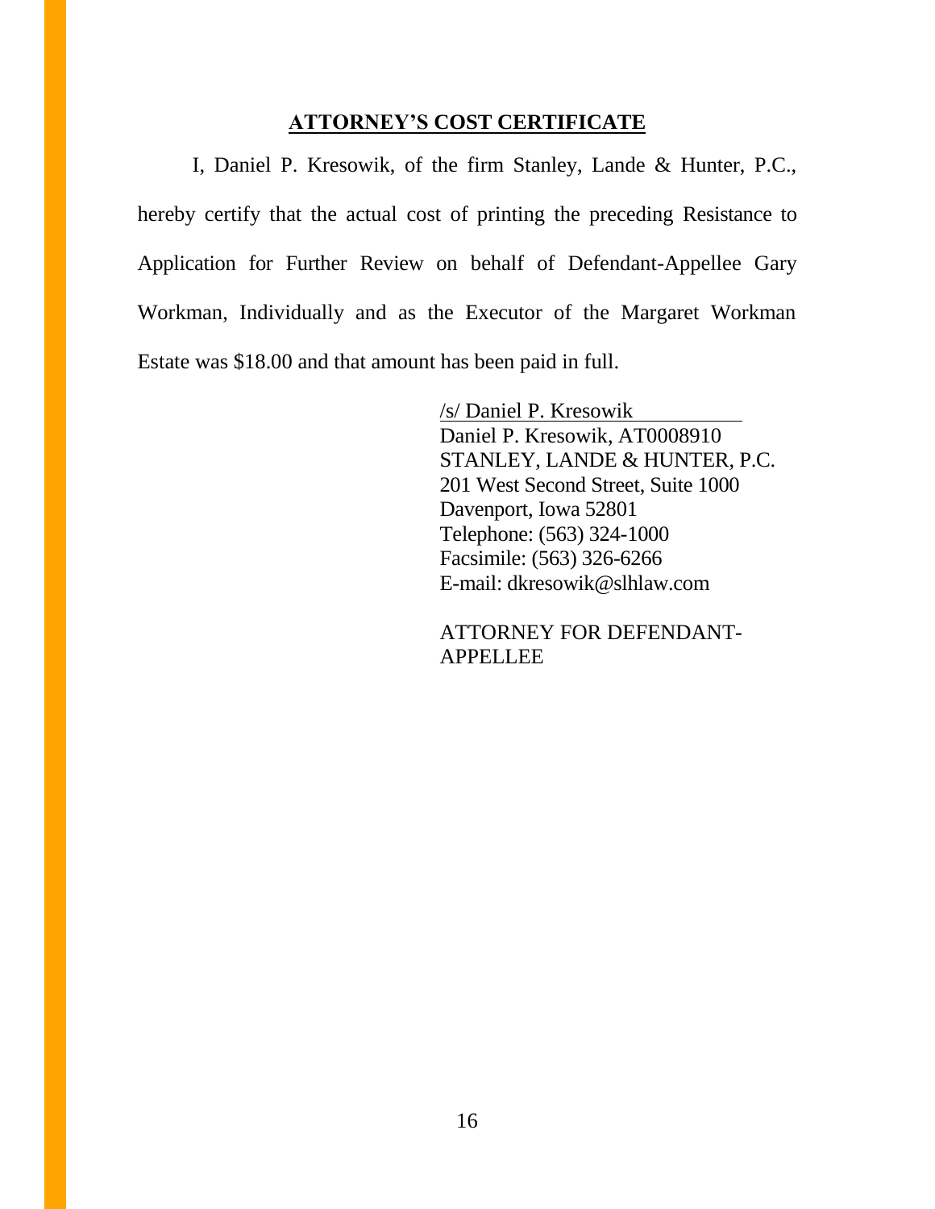**ATTORNEY'S COST CERTIFICATE**

I, Daniel P. Kresowik, of the firm Stanley, Lande & Hunter, P.C., hereby certify that the actual cost of printing the preceding Resistance to Application for Further Review on behalf of Defendant-Appellee Gary Workman, Individually and as the Executor of the Margaret Workman Estate was $18.00 and that amount has been paid in full.

/s/ Daniel P. Kresowik
Daniel P. Kresowik, AT0008910
STANLEY, LANDE & HUNTER, P.C.
201 West Second Street, Suite 1000
Davenport, Iowa 52801
Telephone: (563) 324-1000
Facsimile: (563) 326-6266
E-mail: dkresowik@slhlaw.com

ATTORNEY FOR DEFENDANT-APPELLEE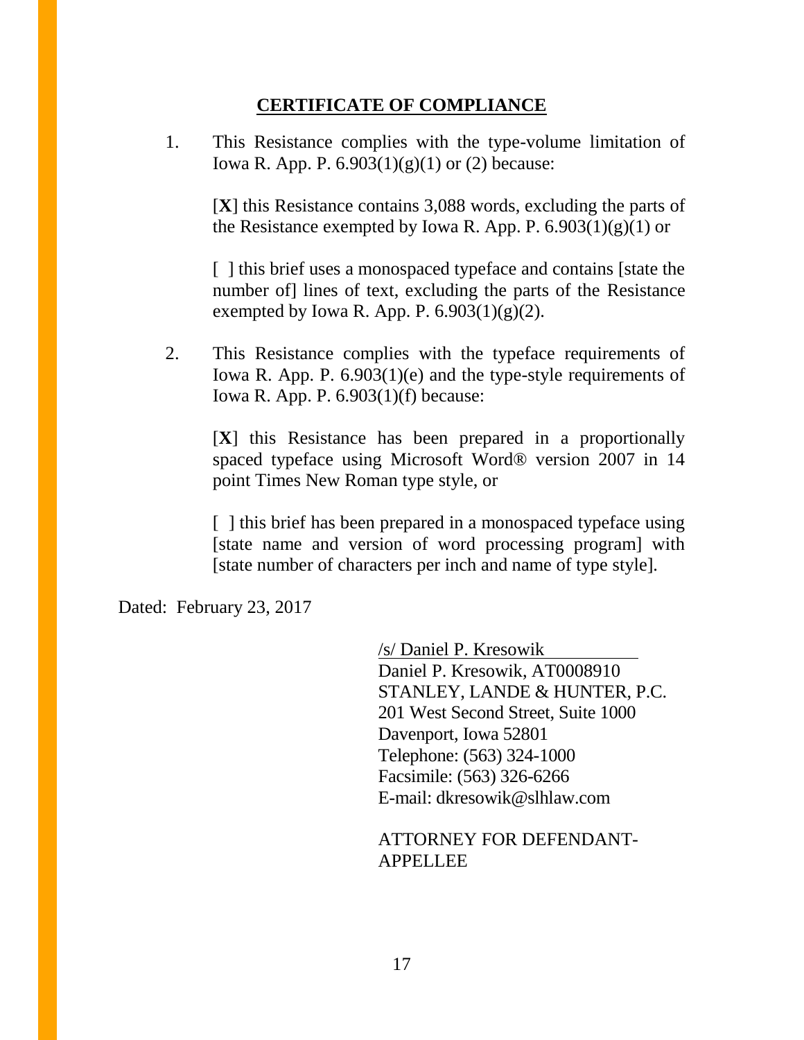## CERTIFICATE OF COMPLIANCE

1. This Resistance complies with the type-volume limitation of Iowa R. App. P. 6.903(1)(g)(1) or (2) because:

   [**X**] this Resistance contains 3,088 words, excluding the parts of the Resistance exempted by Iowa R. App. P. 6.903(1)(g)(1) or

   [ ] this brief uses a monospaced typeface and contains [state the number of] lines of text, excluding the parts of the Resistance exempted by Iowa R. App. P. 6.903(1)(g)(2).

2. This Resistance complies with the typeface requirements of Iowa R. App. P. 6.903(1)(e) and the type-style requirements of Iowa R. App. P. 6.903(1)(f) because:

   [**X**] this Resistance has been prepared in a proportionally spaced typeface using Microsoft Word® version 2007 in 14 point Times New Roman type style, or

   [ ] this brief has been prepared in a monospaced typeface using [state name and version of word processing program] with [state number of characters per inch and name of type style].

Dated: February 23, 2017

/s/ Daniel P. Kresowik
Daniel P. Kresowik, AT0008910
STANLEY, LANDE & HUNTER, P.C.
201 West Second Street, Suite 1000
Davenport, Iowa 52801
Telephone: (563) 324-1000
Facsimile: (563) 326-6266
E-mail: dkresowik@slhlaw.com

ATTORNEY FOR DEFENDANT-APPELLEE